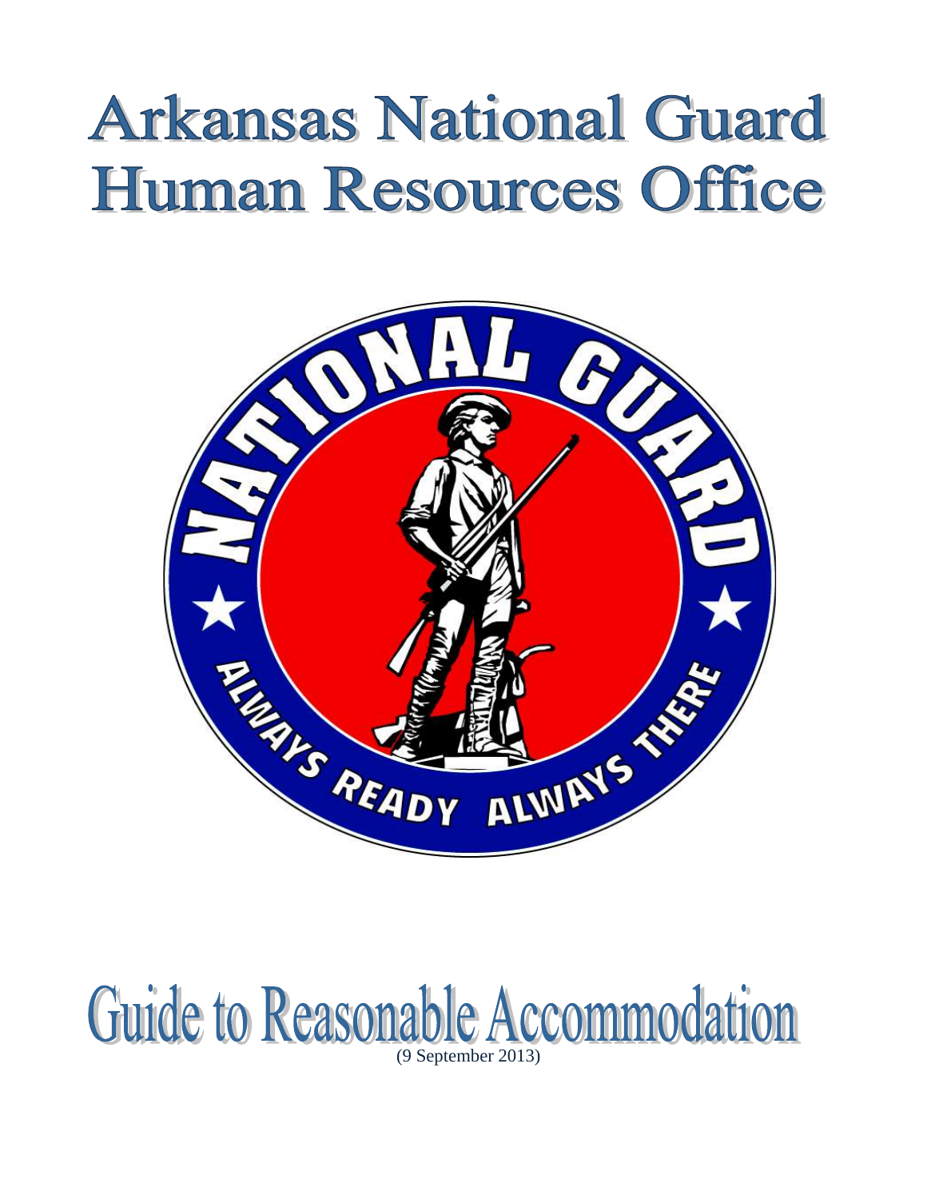# Arkansas National Guard Human Resources Office

# Guide to Reasonable Accommodation

(9 September 2013)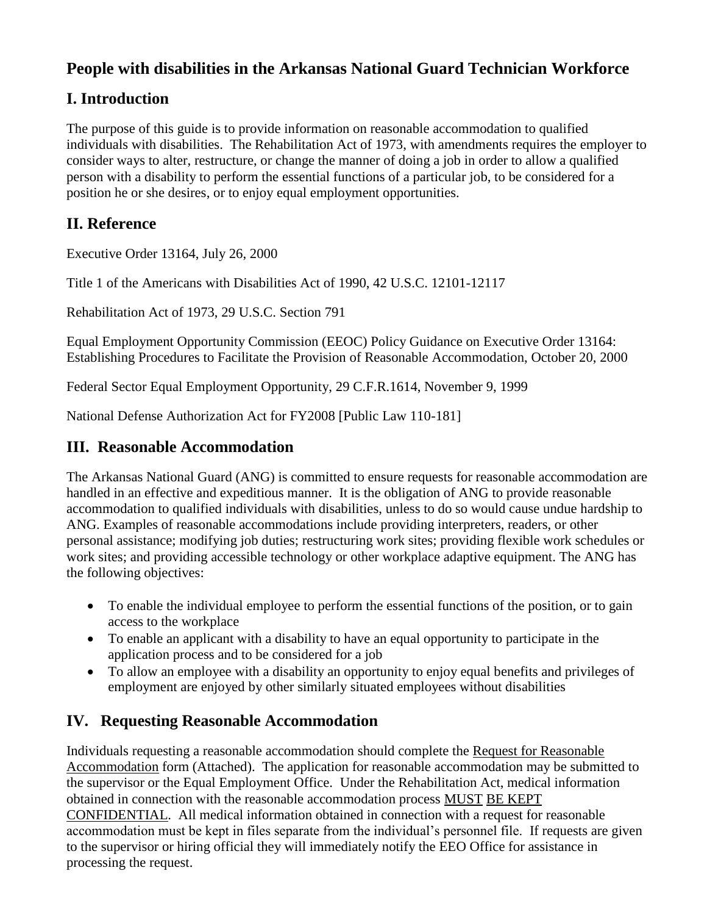# People with disabilities in the Arkansas National Guard Technician Workforce

## I. Introduction

The purpose of this guide is to provide information on reasonable accommodation to qualified individuals with disabilities. The Rehabilitation Act of 1973, with amendments requires the employer to consider ways to alter, restructure, or change the manner of doing a job in order to allow a qualified person with a disability to perform the essential functions of a particular job, to be considered for a position he or she desires, or to enjoy equal employment opportunities.

## II. Reference

Executive Order 13164, July 26, 2000

Title 1 of the Americans with Disabilities Act of 1990, 42 U.S.C. 12101-12117

Rehabilitation Act of 1973, 29 U.S.C. Section 791

Equal Employment Opportunity Commission (EEOC) Policy Guidance on Executive Order 13164: Establishing Procedures to Facilitate the Provision of Reasonable Accommodation, October 20, 2000

Federal Sector Equal Employment Opportunity, 29 C.F.R.1614, November 9, 1999

National Defense Authorization Act for FY2008 [Public Law 110-181]

## III. Reasonable Accommodation

The Arkansas National Guard (ANG) is committed to ensure requests for reasonable accommodation are handled in an effective and expeditious manner. It is the obligation of ANG to provide reasonable accommodation to qualified individuals with disabilities, unless to do so would cause undue hardship to ANG. Examples of reasonable accommodations include providing interpreters, readers, or other personal assistance; modifying job duties; restructuring work sites; providing flexible work schedules or work sites; and providing accessible technology or other workplace adaptive equipment. The ANG has the following objectives:

- To enable the individual employee to perform the essential functions of the position, or to gain access to the workplace
- To enable an applicant with a disability to have an equal opportunity to participate in the application process and to be considered for a job
- To allow an employee with a disability an opportunity to enjoy equal benefits and privileges of employment are enjoyed by other similarly situated employees without disabilities

## IV. Requesting Reasonable Accommodation

Individuals requesting a reasonable accommodation should complete the Request for Reasonable Accommodation form (Attached). The application for reasonable accommodation may be submitted to the supervisor or the Equal Employment Office. Under the Rehabilitation Act, medical information obtained in connection with the reasonable accommodation process MUST BE KEPT CONFIDENTIAL. All medical information obtained in connection with a request for reasonable accommodation must be kept in files separate from the individual's personnel file. If requests are given to the supervisor or hiring official they will immediately notify the EEO Office for assistance in processing the request.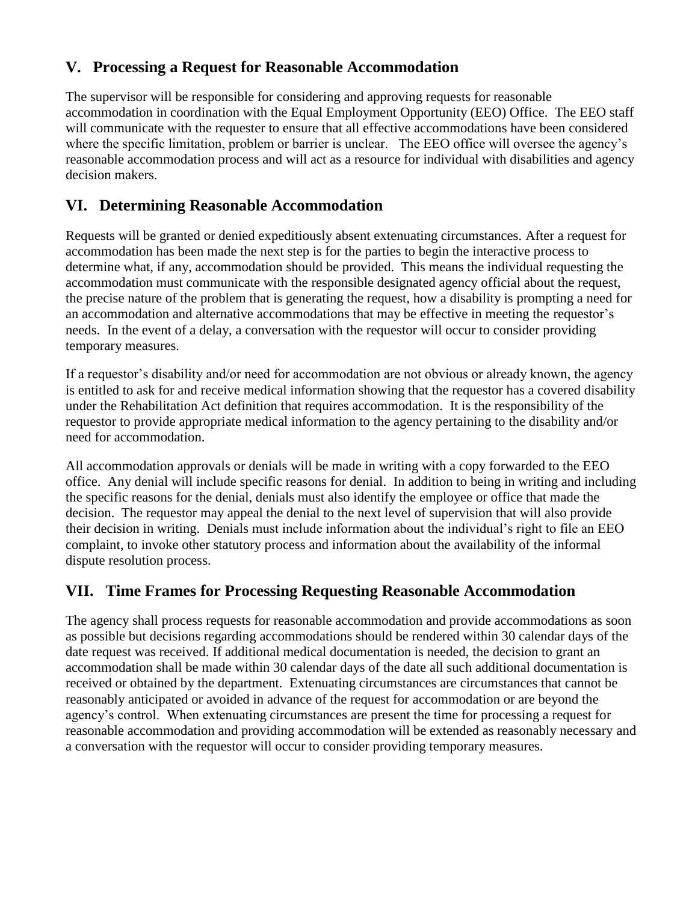## V. Processing a Request for Reasonable Accommodation

The supervisor will be responsible for considering and approving requests for reasonable accommodation in coordination with the Equal Employment Opportunity (EEO) Office. The EEO staff will communicate with the requester to ensure that all effective accommodations have been considered where the specific limitation, problem or barrier is unclear. The EEO office will oversee the agency's reasonable accommodation process and will act as a resource for individual with disabilities and agency decision makers.

## VI. Determining Reasonable Accommodation

Requests will be granted or denied expeditiously absent extenuating circumstances. After a request for accommodation has been made the next step is for the parties to begin the interactive process to determine what, if any, accommodation should be provided. This means the individual requesting the accommodation must communicate with the responsible designated agency official about the request, the precise nature of the problem that is generating the request, how a disability is prompting a need for an accommodation and alternative accommodations that may be effective in meeting the requestor's needs. In the event of a delay, a conversation with the requestor will occur to consider providing temporary measures.

If a requestor's disability and/or need for accommodation are not obvious or already known, the agency is entitled to ask for and receive medical information showing that the requestor has a covered disability under the Rehabilitation Act definition that requires accommodation. It is the responsibility of the requestor to provide appropriate medical information to the agency pertaining to the disability and/or need for accommodation.

All accommodation approvals or denials will be made in writing with a copy forwarded to the EEO office. Any denial will include specific reasons for denial. In addition to being in writing and including the specific reasons for the denial, denials must also identify the employee or office that made the decision. The requestor may appeal the denial to the next level of supervision that will also provide their decision in writing. Denials must include information about the individual's right to file an EEO complaint, to invoke other statutory process and information about the availability of the informal dispute resolution process.

## VII. Time Frames for Processing Requesting Reasonable Accommodation

The agency shall process requests for reasonable accommodation and provide accommodations as soon as possible but decisions regarding accommodations should be rendered within 30 calendar days of the date request was received. If additional medical documentation is needed, the decision to grant an accommodation shall be made within 30 calendar days of the date all such additional documentation is received or obtained by the department. Extenuating circumstances are circumstances that cannot be reasonably anticipated or avoided in advance of the request for accommodation or are beyond the agency's control. When extenuating circumstances are present the time for processing a request for reasonable accommodation and providing accommodation will be extended as reasonably necessary and a conversation with the requestor will occur to consider providing temporary measures.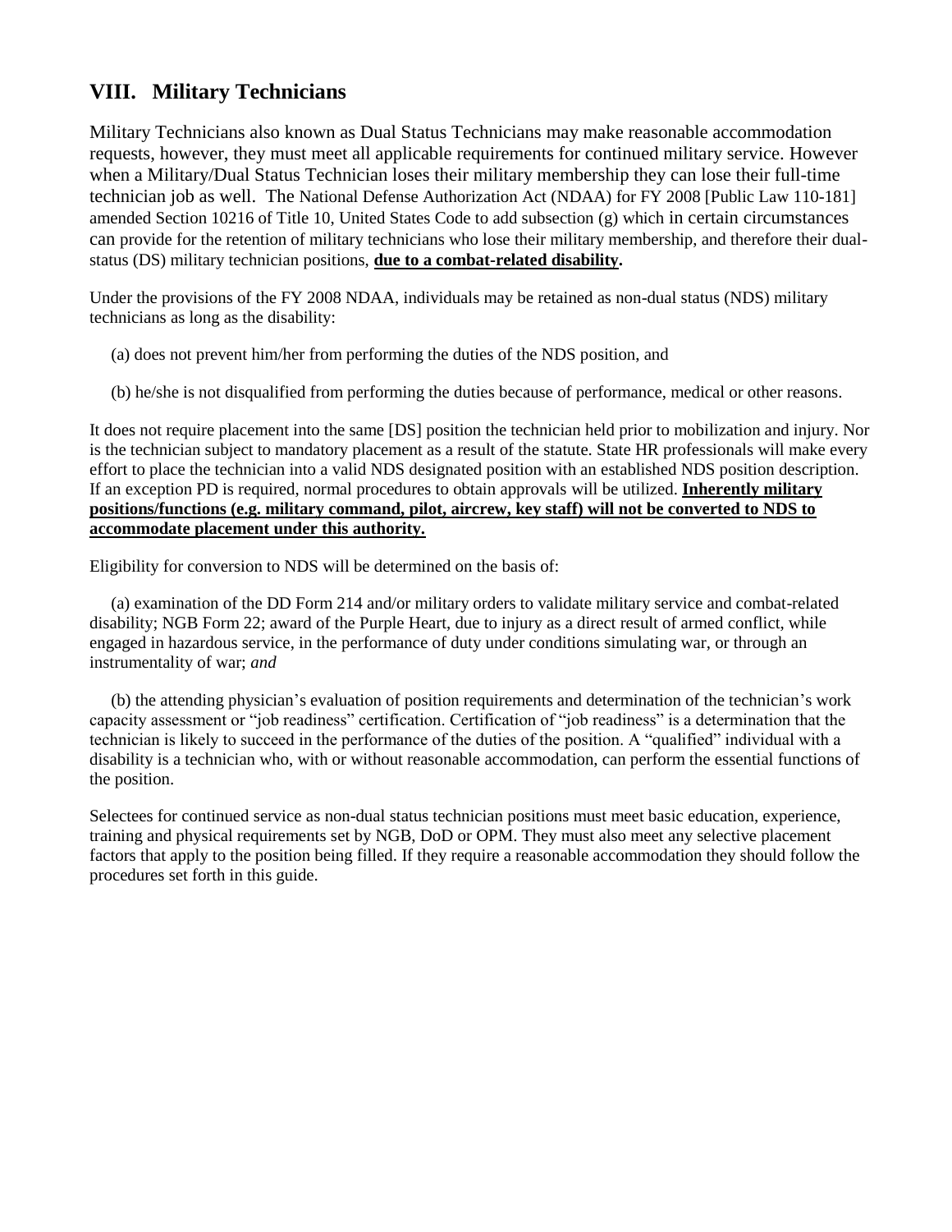## VIII. Military Technicians

Military Technicians also known as Dual Status Technicians may make reasonable accommodation requests, however, they must meet all applicable requirements for continued military service. However when a Military/Dual Status Technician loses their military membership they can lose their full-time technician job as well. The National Defense Authorization Act (NDAA) for FY 2008 [Public Law 110-181] amended Section 10216 of Title 10, United States Code to add subsection (g) which in certain circumstances can provide for the retention of military technicians who lose their military membership, and therefore their dual-status (DS) military technician positions, **due to a combat-related disability.**

Under the provisions of the FY 2008 NDAA, individuals may be retained as non-dual status (NDS) military technicians as long as the disability:

(a) does not prevent him/her from performing the duties of the NDS position, and

(b) he/she is not disqualified from performing the duties because of performance, medical or other reasons.

It does not require placement into the same [DS] position the technician held prior to mobilization and injury. Nor is the technician subject to mandatory placement as a result of the statute. State HR professionals will make every effort to place the technician into a valid NDS designated position with an established NDS position description. If an exception PD is required, normal procedures to obtain approvals will be utilized. **Inherently military positions/functions (e.g. military command, pilot, aircrew, key staff) will not be converted to NDS to accommodate placement under this authority.**

Eligibility for conversion to NDS will be determined on the basis of:

(a) examination of the DD Form 214 and/or military orders to validate military service and combat-related disability; NGB Form 22; award of the Purple Heart, due to injury as a direct result of armed conflict, while engaged in hazardous service, in the performance of duty under conditions simulating war, or through an instrumentality of war; *and*

(b) the attending physician's evaluation of position requirements and determination of the technician's work capacity assessment or "job readiness" certification. Certification of "job readiness" is a determination that the technician is likely to succeed in the performance of the duties of the position. A "qualified" individual with a disability is a technician who, with or without reasonable accommodation, can perform the essential functions of the position.

Selectees for continued service as non-dual status technician positions must meet basic education, experience, training and physical requirements set by NGB, DoD or OPM. They must also meet any selective placement factors that apply to the position being filled. If they require a reasonable accommodation they should follow the procedures set forth in this guide.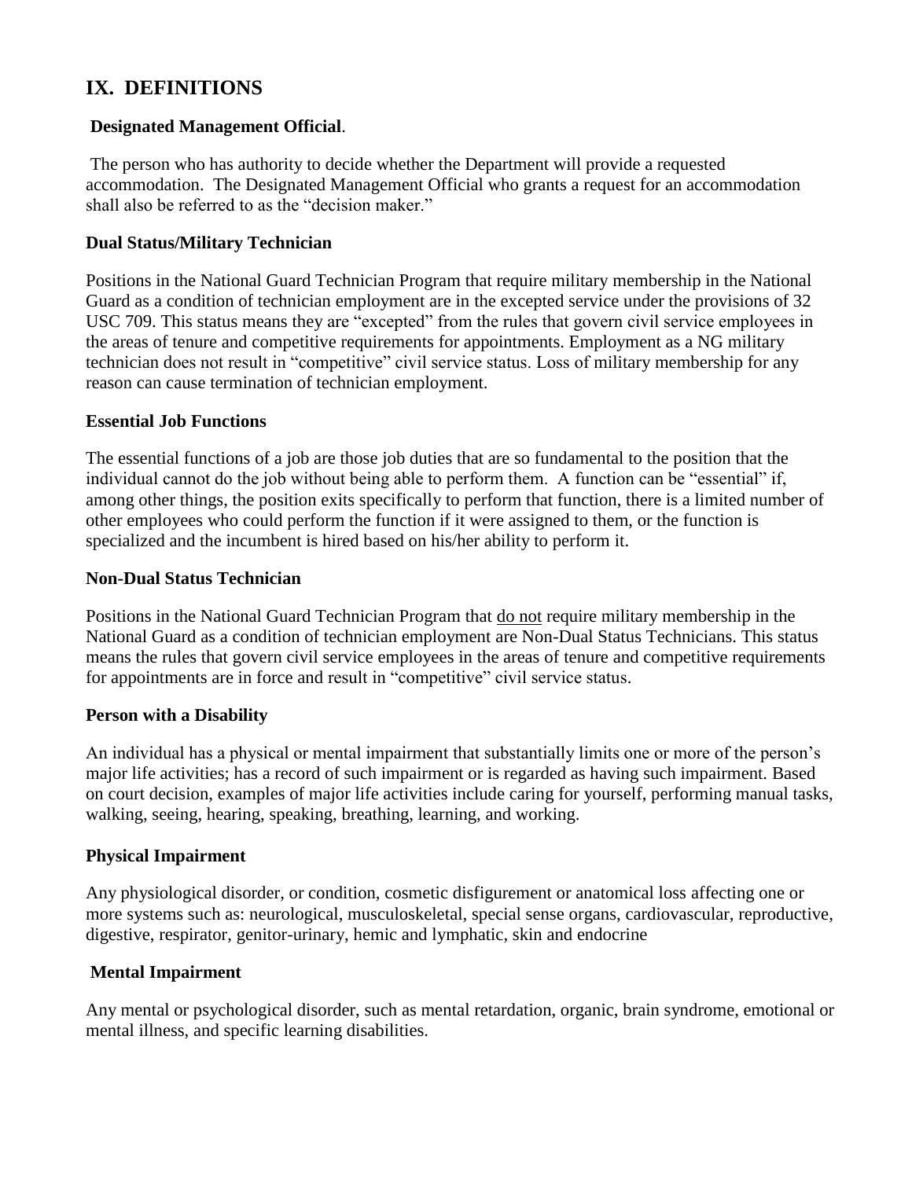## IX. DEFINITIONS

**Designated Management Official**.

The person who has authority to decide whether the Department will provide a requested accommodation. The Designated Management Official who grants a request for an accommodation shall also be referred to as the "decision maker."

**Dual Status/Military Technician**

Positions in the National Guard Technician Program that require military membership in the National Guard as a condition of technician employment are in the excepted service under the provisions of 32 USC 709. This status means they are "excepted" from the rules that govern civil service employees in the areas of tenure and competitive requirements for appointments. Employment as a NG military technician does not result in "competitive" civil service status. Loss of military membership for any reason can cause termination of technician employment.

**Essential Job Functions**

The essential functions of a job are those job duties that are so fundamental to the position that the individual cannot do the job without being able to perform them. A function can be "essential" if, among other things, the position exits specifically to perform that function, there is a limited number of other employees who could perform the function if it were assigned to them, or the function is specialized and the incumbent is hired based on his/her ability to perform it.

**Non-Dual Status Technician**

Positions in the National Guard Technician Program that do not require military membership in the National Guard as a condition of technician employment are Non-Dual Status Technicians. This status means the rules that govern civil service employees in the areas of tenure and competitive requirements for appointments are in force and result in "competitive" civil service status.

**Person with a Disability**

An individual has a physical or mental impairment that substantially limits one or more of the person's major life activities; has a record of such impairment or is regarded as having such impairment. Based on court decision, examples of major life activities include caring for yourself, performing manual tasks, walking, seeing, hearing, speaking, breathing, learning, and working.

**Physical Impairment**

Any physiological disorder, or condition, cosmetic disfigurement or anatomical loss affecting one or more systems such as: neurological, musculoskeletal, special sense organs, cardiovascular, reproductive, digestive, respirator, genitor-urinary, hemic and lymphatic, skin and endocrine

**Mental Impairment**

Any mental or psychological disorder, such as mental retardation, organic, brain syndrome, emotional or mental illness, and specific learning disabilities.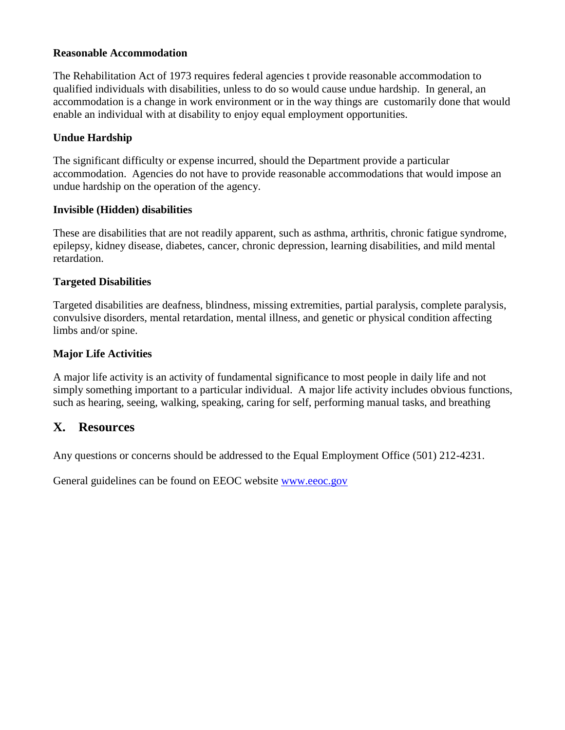**Reasonable Accommodation**

The Rehabilitation Act of 1973 requires federal agencies t provide reasonable accommodation to qualified individuals with disabilities, unless to do so would cause undue hardship. In general, an accommodation is a change in work environment or in the way things are customarily done that would enable an individual with at disability to enjoy equal employment opportunities.

**Undue Hardship**

The significant difficulty or expense incurred, should the Department provide a particular accommodation. Agencies do not have to provide reasonable accommodations that would impose an undue hardship on the operation of the agency.

**Invisible (Hidden) disabilities**

These are disabilities that are not readily apparent, such as asthma, arthritis, chronic fatigue syndrome, epilepsy, kidney disease, diabetes, cancer, chronic depression, learning disabilities, and mild mental retardation.

**Targeted Disabilities**

Targeted disabilities are deafness, blindness, missing extremities, partial paralysis, complete paralysis, convulsive disorders, mental retardation, mental illness, and genetic or physical condition affecting limbs and/or spine.

**Major Life Activities**

A major life activity is an activity of fundamental significance to most people in daily life and not simply something important to a particular individual. A major life activity includes obvious functions, such as hearing, seeing, walking, speaking, caring for self, performing manual tasks, and breathing

## X. Resources

Any questions or concerns should be addressed to the Equal Employment Office (501) 212-4231.

General guidelines can be found on EEOC website [www.eeoc.gov](http://www.eeoc.gov)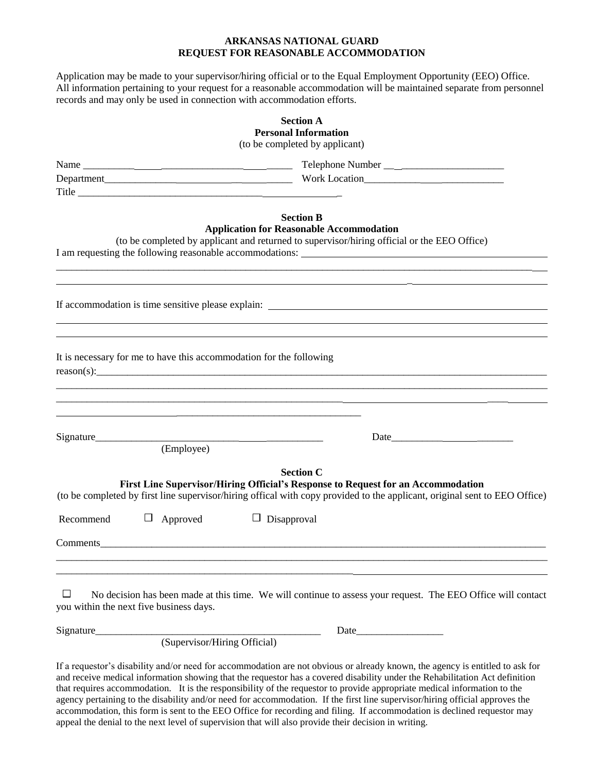**ARKANSAS NATIONAL GUARD**
**REQUEST FOR REASONABLE ACCOMMODATION**

Application may be made to your supervisor/hiring official or to the Equal Employment Opportunity (EEO) Office. All information pertaining to your request for a reasonable accommodation will be maintained separate from personnel records and may only be used in connection with accommodation efforts.

**Section A**
**Personal Information**
(to be completed by applicant)

Name ______________________________ Telephone Number ______________________

Department__________________________ Work Location_________________________

Title ______________________________________

**Section B**
**Application for Reasonable Accommodation**
(to be completed by applicant and returned to supervisor/hiring official or the EEO Office)

I am requesting the following reasonable accommodations: ______________________________

______________________________________________________________________

______________________________________________________________________

If accommodation is time sensitive please explain: ______________________________

______________________________________________________________________

______________________________________________________________________

It is necessary for me to have this accommodation for the following reason(s):______________________________________________________________

______________________________________________________________________

______________________________________________________________________

______________________________________________________________________

Signature______________________________ Date____________________
(Employee)

**Section C**
**First Line Supervisor/Hiring Official's Response to Request for an Accommodation**
(to be completed by first line supervisor/hiring offical with copy provided to the applicant, original sent to EEO Office)

Recommend ☐ Approved ☐ Disapproval

Comments_____________________________________________________________

______________________________________________________________________

______________________________________________________________________

☐ No decision has been made at this time. We will continue to assess your request. The EEO Office will contact you within the next five business days.

Signature______________________________ Date________________
(Supervisor/Hiring Official)

If a requestor's disability and/or need for accommodation are not obvious or already known, the agency is entitled to ask for and receive medical information showing that the requestor has a covered disability under the Rehabilitation Act definition that requires accommodation. It is the responsibility of the requestor to provide appropriate medical information to the agency pertaining to the disability and/or need for accommodation. If the first line supervisor/hiring official approves the accommodation, this form is sent to the EEO Office for recording and filing. If accommodation is declined requestor may appeal the denial to the next level of supervision that will also provide their decision in writing.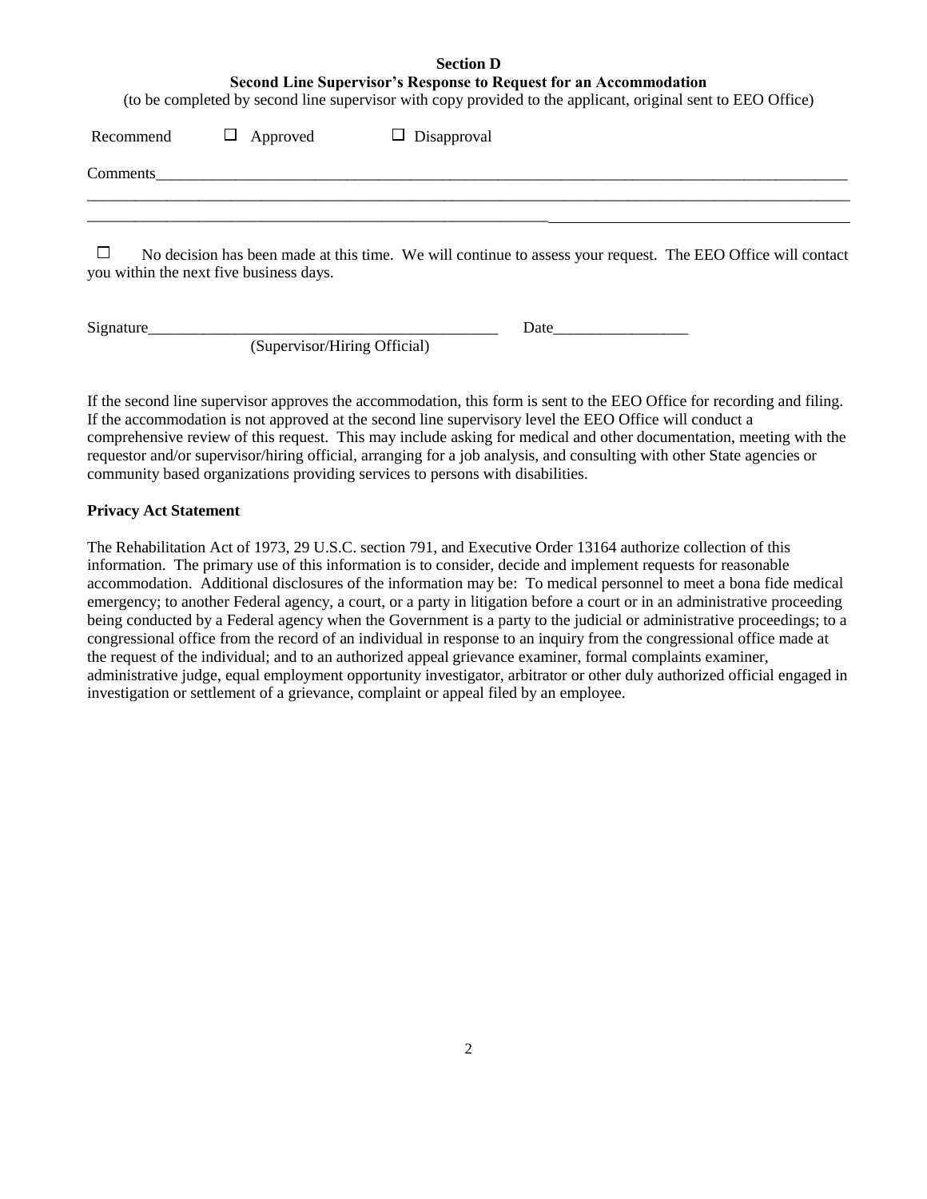**Section D**

**Second Line Supervisor's Response to Request for an Accommodation**

(to be completed by second line supervisor with copy provided to the applicant, original sent to EEO Office)

Recommend ☐ Approved ☐ Disapproval

Comments_______________________________________________________________________________________

_____________________________________________________________________________________________

_____________________________________________________________________________________________

☐ No decision has been made at this time. We will continue to assess your request. The EEO Office will contact you within the next five business days.

Signature_____________________________________________ Date_________________

(Supervisor/Hiring Official)

If the second line supervisor approves the accommodation, this form is sent to the EEO Office for recording and filing. If the accommodation is not approved at the second line supervisory level the EEO Office will conduct a comprehensive review of this request. This may include asking for medical and other documentation, meeting with the requestor and/or supervisor/hiring official, arranging for a job analysis, and consulting with other State agencies or community based organizations providing services to persons with disabilities.

**Privacy Act Statement**

The Rehabilitation Act of 1973, 29 U.S.C. section 791, and Executive Order 13164 authorize collection of this information. The primary use of this information is to consider, decide and implement requests for reasonable accommodation. Additional disclosures of the information may be: To medical personnel to meet a bona fide medical emergency; to another Federal agency, a court, or a party in litigation before a court or in an administrative proceeding being conducted by a Federal agency when the Government is a party to the judicial or administrative proceedings; to a congressional office from the record of an individual in response to an inquiry from the congressional office made at the request of the individual; and to an authorized appeal grievance examiner, formal complaints examiner, administrative judge, equal employment opportunity investigator, arbitrator or other duly authorized official engaged in investigation or settlement of a grievance, complaint or appeal filed by an employee.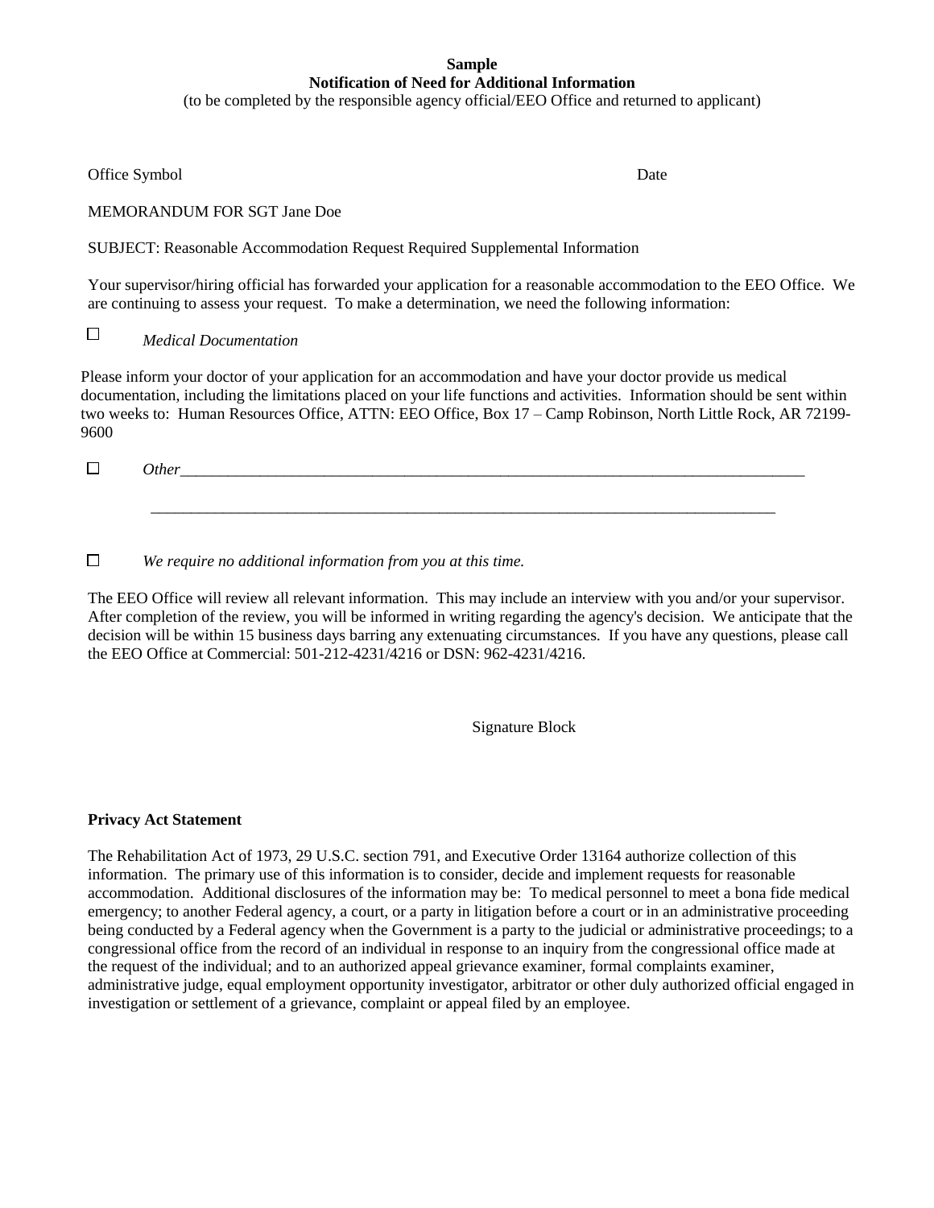**Sample**
**Notification of Need for Additional Information**
(to be completed by the responsible agency official/EEO Office and returned to applicant)

Office Symbol Date

MEMORANDUM FOR SGT Jane Doe

SUBJECT: Reasonable Accommodation Request Required Supplemental Information

Your supervisor/hiring official has forwarded your application for a reasonable accommodation to the EEO Office. We are continuing to assess your request. To make a determination, we need the following information:

☐ *Medical Documentation*

Please inform your doctor of your application for an accommodation and have your doctor provide us medical documentation, including the limitations placed on your life functions and activities. Information should be sent within two weeks to: Human Resources Office, ATTN: EEO Office, Box 17 – Camp Robinson, North Little Rock, AR 72199-9600

☐ *Other*______________________________________________________________________________

______________________________________________________________________________

☐ *We require no additional information from you at this time.*

The EEO Office will review all relevant information. This may include an interview with you and/or your supervisor. After completion of the review, you will be informed in writing regarding the agency's decision. We anticipate that the decision will be within 15 business days barring any extenuating circumstances. If you have any questions, please call the EEO Office at Commercial: 501-212-4231/4216 or DSN: 962-4231/4216.

Signature Block

**Privacy Act Statement**

The Rehabilitation Act of 1973, 29 U.S.C. section 791, and Executive Order 13164 authorize collection of this information. The primary use of this information is to consider, decide and implement requests for reasonable accommodation. Additional disclosures of the information may be: To medical personnel to meet a bona fide medical emergency; to another Federal agency, a court, or a party in litigation before a court or in an administrative proceeding being conducted by a Federal agency when the Government is a party to the judicial or administrative proceedings; to a congressional office from the record of an individual in response to an inquiry from the congressional office made at the request of the individual; and to an authorized appeal grievance examiner, formal complaints examiner, administrative judge, equal employment opportunity investigator, arbitrator or other duly authorized official engaged in investigation or settlement of a grievance, complaint or appeal filed by an employee.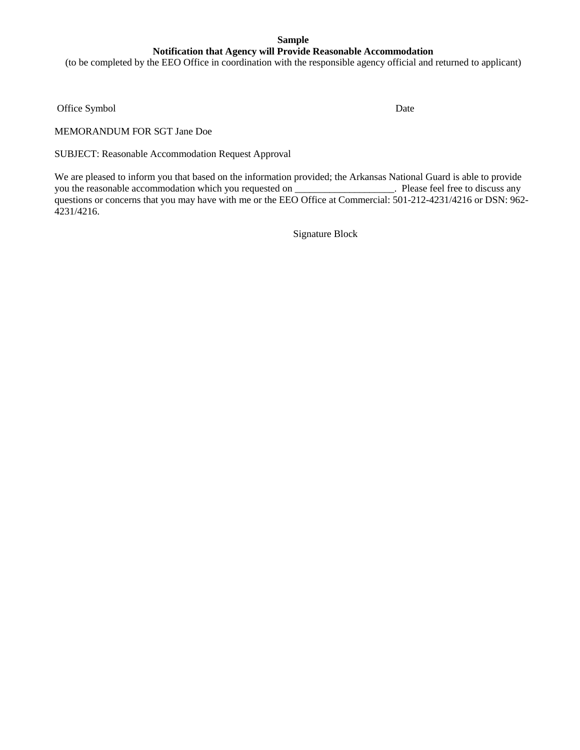**Sample**
**Notification that Agency will Provide Reasonable Accommodation**
(to be completed by the EEO Office in coordination with the responsible agency official and returned to applicant)

Office Symbol                                                                                    Date

MEMORANDUM FOR SGT Jane Doe

SUBJECT: Reasonable Accommodation Request Approval

We are pleased to inform you that based on the information provided; the Arkansas National Guard is able to provide you the reasonable accommodation which you requested on ____________________. Please feel free to discuss any questions or concerns that you may have with me or the EEO Office at Commercial: 501-212-4231/4216 or DSN: 962-4231/4216.

Signature Block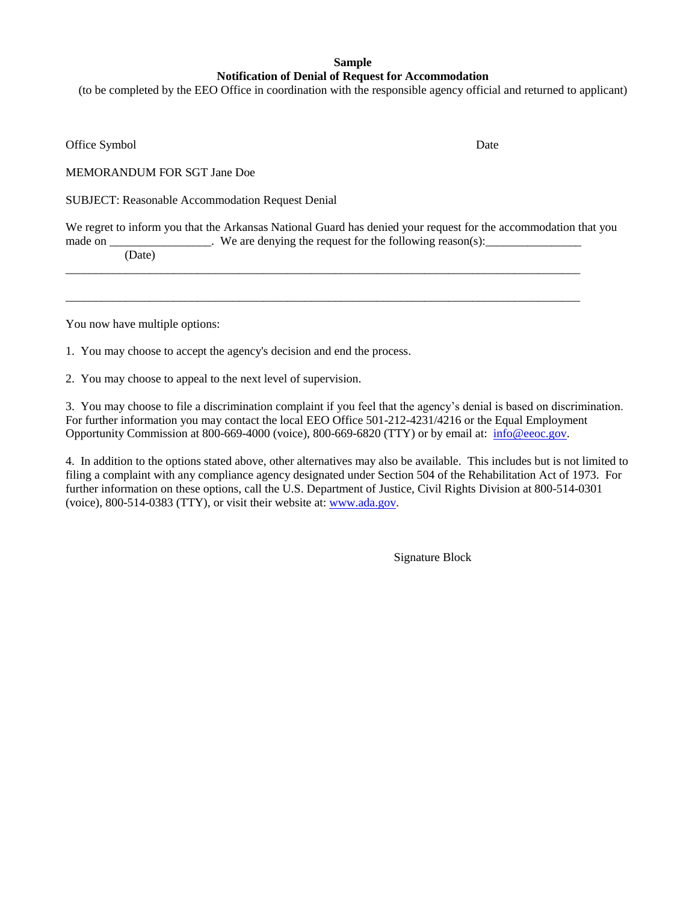**Sample**
**Notification of Denial of Request for Accommodation**
(to be completed by the EEO Office in coordination with the responsible agency official and returned to applicant)

Office Symbol Date

MEMORANDUM FOR SGT Jane Doe

SUBJECT: Reasonable Accommodation Request Denial

We regret to inform you that the Arkansas National Guard has denied your request for the accommodation that you made on \_\_\_\_\_\_\_\_\_\_\_\_\_\_\_\_\_. We are denying the request for the following reason(s):\_\_\_\_\_\_\_\_\_\_\_\_\_\_\_\_
(Date)
\_\_\_\_\_\_\_\_\_\_\_\_\_\_\_\_\_\_\_\_\_\_\_\_\_\_\_\_\_\_\_\_\_\_\_\_\_\_\_\_\_\_\_\_\_\_\_\_\_\_\_\_\_\_\_\_\_\_\_\_\_\_\_\_\_\_\_\_\_\_\_\_\_\_\_\_\_\_\_\_\_\_\_\_\_\_\_\_\_\_

\_\_\_\_\_\_\_\_\_\_\_\_\_\_\_\_\_\_\_\_\_\_\_\_\_\_\_\_\_\_\_\_\_\_\_\_\_\_\_\_\_\_\_\_\_\_\_\_\_\_\_\_\_\_\_\_\_\_\_\_\_\_\_\_\_\_\_\_\_\_\_\_\_\_\_\_\_\_\_\_\_\_\_\_\_\_\_\_\_\_

You now have multiple options:

1. You may choose to accept the agency's decision and end the process.

2. You may choose to appeal to the next level of supervision.

3. You may choose to file a discrimination complaint if you feel that the agency's denial is based on discrimination. For further information you may contact the local EEO Office 501-212-4231/4216 or the Equal Employment Opportunity Commission at 800-669-4000 (voice), 800-669-6820 (TTY) or by email at: info@eeoc.gov.

4. In addition to the options stated above, other alternatives may also be available. This includes but is not limited to filing a complaint with any compliance agency designated under Section 504 of the Rehabilitation Act of 1973. For further information on these options, call the U.S. Department of Justice, Civil Rights Division at 800-514-0301 (voice), 800-514-0383 (TTY), or visit their website at: www.ada.gov.

Signature Block